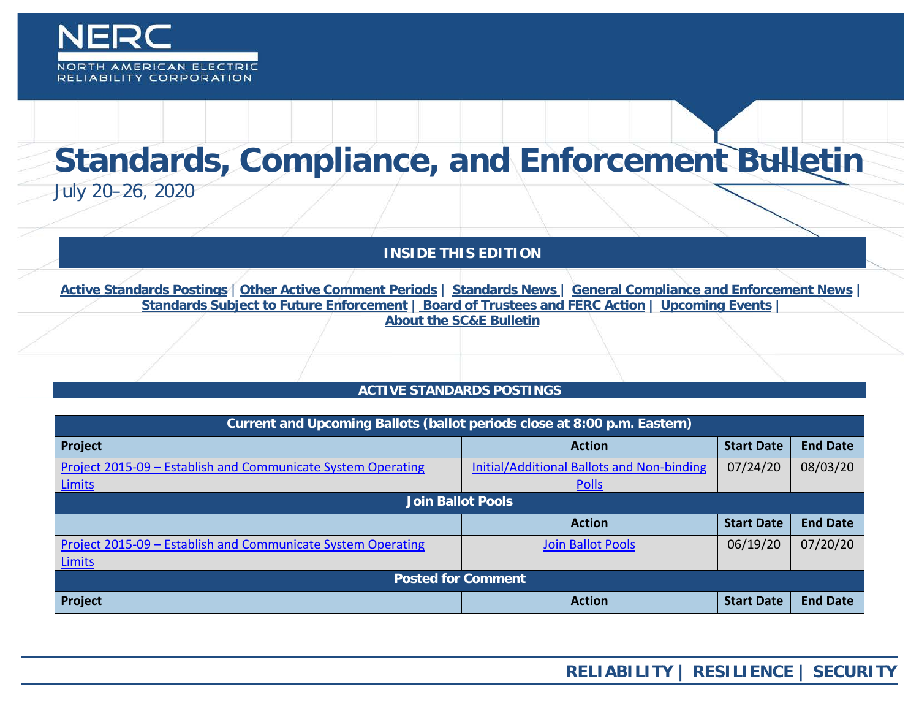NERC

NORTH AMERICAN ELECTRIC RELIABILITY CORPORATION

# Standards, Compliance, and Enforcement Bulletin

July 20–26, 2020

**INSIDE THIS EDITION**

**Active Standards Postings | Other Active Comment Periods | Standards News | General Compliance and Enforcement News | Standards Subject to Future Enforcement | Board of Trustees and FERC Action | Upcoming Events | About the SC&E Bulletin**

## ACTIVE STANDARDS POSTINGS

| **Current and Upcoming Ballots (ballot periods close at 8:00 p.m. Eastern)** | | | |
|---|---|---|---|
| **Project** | **Action** | **Start Date** | **End Date** |
| Project 2015-09 – Establish and Communicate System Operating Limits | Initial/Additional Ballots and Non-binding Polls | 07/24/20 | 08/03/20 |
| **Join Ballot Pools** | | | |
| | **Action** | **Start Date** | **End Date** |
| Project 2015-09 – Establish and Communicate System Operating Limits | Join Ballot Pools | 06/19/20 | 07/20/20 |
| **Posted for Comment** | | | |
| **Project** | **Action** | **Start Date** | **End Date** |

**RELIABILITY | RESILIENCE | SECURITY**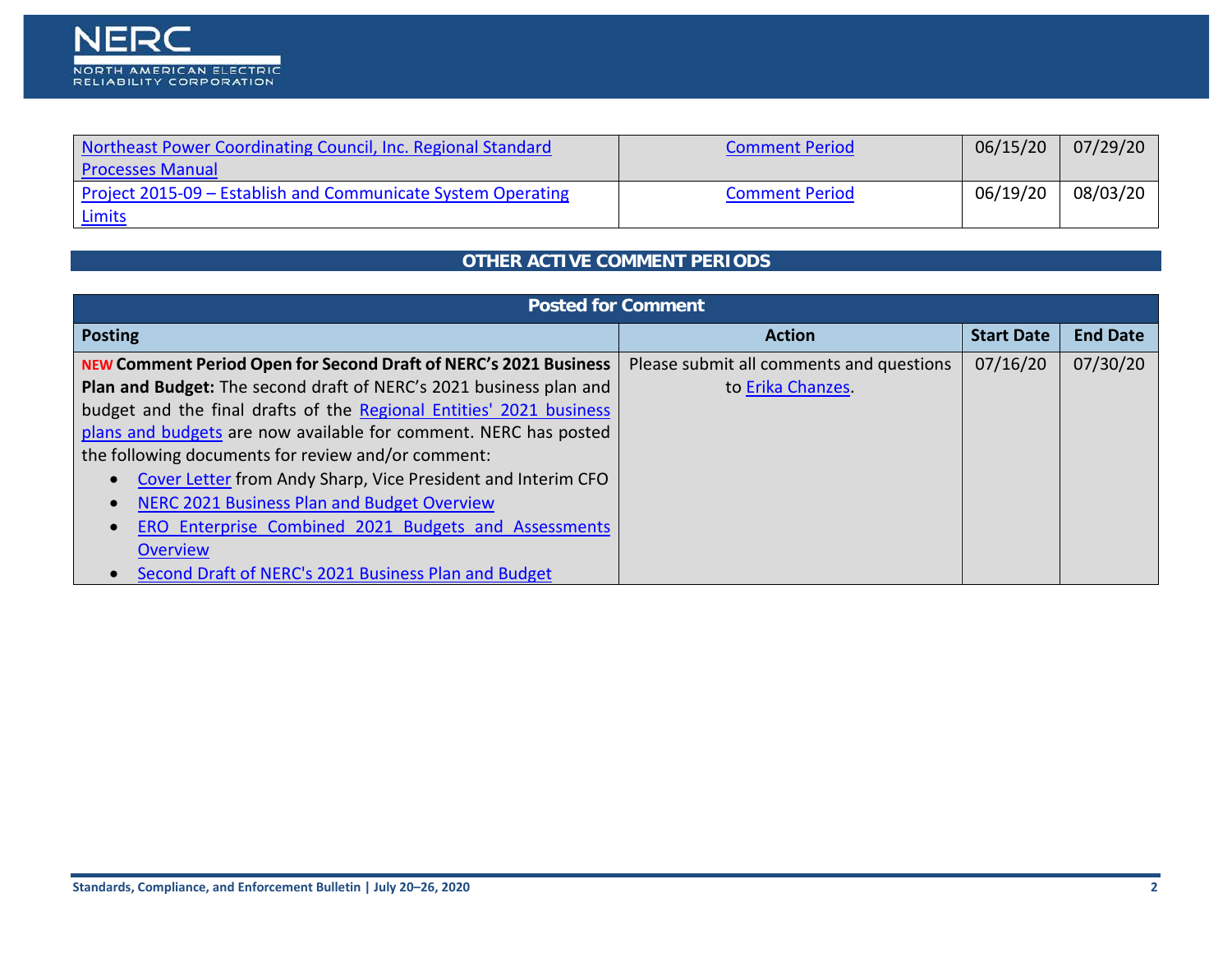| | | | |
|---|---|---|---|
| Northeast Power Coordinating Council, Inc. Regional Standard Processes Manual | Comment Period | 06/15/20 | 07/29/20 |
| Project 2015-09 – Establish and Communicate System Operating Limits | Comment Period | 06/19/20 | 08/03/20 |

## OTHER ACTIVE COMMENT PERIODS

| Posted for Comment | | | |
|---|---|---|---|
| **Posting** | **Action** | **Start Date** | **End Date** |
| NEW **Comment Period Open for Second Draft of NERC's 2021 Business Plan and Budget:** The second draft of NERC's 2021 business plan and budget and the final drafts of the Regional Entities' 2021 business plans and budgets are now available for comment. NERC has posted the following documents for review and/or comment:<br>• Cover Letter from Andy Sharp, Vice President and Interim CFO<br>• NERC 2021 Business Plan and Budget Overview<br>• ERO Enterprise Combined 2021 Budgets and Assessments Overview<br>• Second Draft of NERC's 2021 Business Plan and Budget | Please submit all comments and questions to Erika Chanzes. | 07/16/20 | 07/30/20 |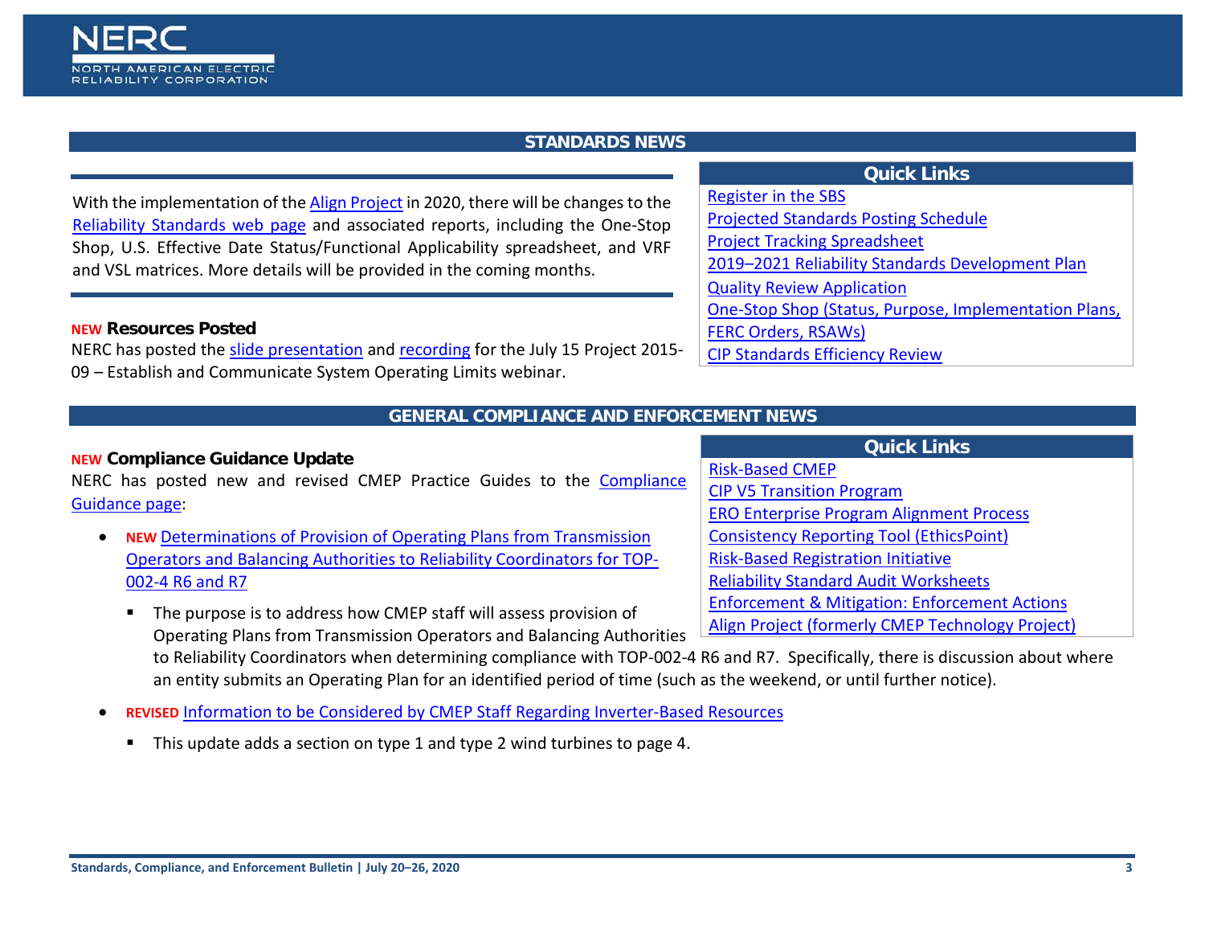NERC

NORTH AMERICAN ELECTRIC RELIABILITY CORPORATION

## STANDARDS NEWS

With the implementation of the Align Project in 2020, there will be changes to the Reliability Standards web page and associated reports, including the One-Stop Shop, U.S. Effective Date Status/Functional Applicability spreadsheet, and VRF and VSL matrices. More details will be provided in the coming months.

### NEW Resources Posted

NERC has posted the slide presentation and recording for the July 15 Project 2015-09 – Establish and Communicate System Operating Limits webinar.

**Quick Links**

- Register in the SBS
- Projected Standards Posting Schedule
- Project Tracking Spreadsheet
- 2019–2021 Reliability Standards Development Plan
- Quality Review Application
- One-Stop Shop (Status, Purpose, Implementation Plans, FERC Orders, RSAWs)
- CIP Standards Efficiency Review

## GENERAL COMPLIANCE AND ENFORCEMENT NEWS

### NEW Compliance Guidance Update

NERC has posted new and revised CMEP Practice Guides to the Compliance Guidance page:

- **NEW** Determinations of Provision of Operating Plans from Transmission Operators and Balancing Authorities to Reliability Coordinators for TOP-002-4 R6 and R7
  - The purpose is to address how CMEP staff will assess provision of Operating Plans from Transmission Operators and Balancing Authorities to Reliability Coordinators when determining compliance with TOP-002-4 R6 and R7. Specifically, there is discussion about where an entity submits an Operating Plan for an identified period of time (such as the weekend, or until further notice).
- **REVISED** Information to be Considered by CMEP Staff Regarding Inverter-Based Resources
  - This update adds a section on type 1 and type 2 wind turbines to page 4.

**Quick Links**

- Risk-Based CMEP
- CIP V5 Transition Program
- ERO Enterprise Program Alignment Process
- Consistency Reporting Tool (EthicsPoint)
- Risk-Based Registration Initiative
- Reliability Standard Audit Worksheets
- Enforcement & Mitigation: Enforcement Actions
- Align Project (formerly CMEP Technology Project)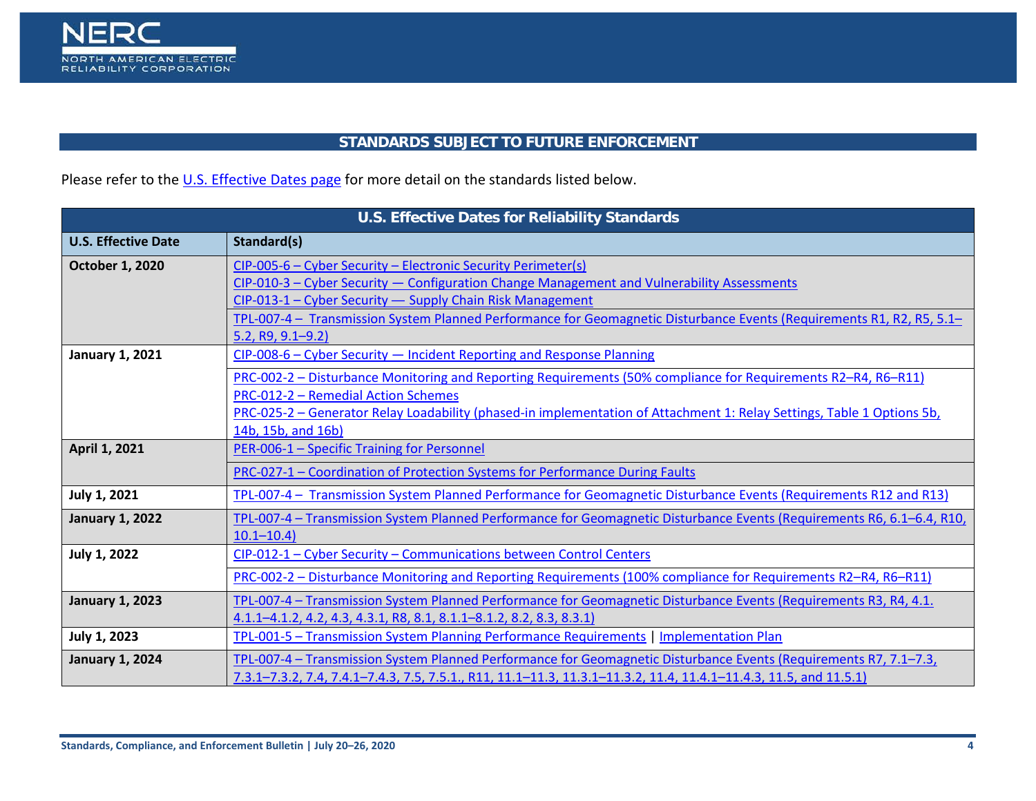## STANDARDS SUBJECT TO FUTURE ENFORCEMENT

Please refer to the U.S. Effective Dates page for more detail on the standards listed below.

| U.S. Effective Dates for Reliability Standards | |
|---|---|
| **U.S. Effective Date** | **Standard(s)** |
| **October 1, 2020** | CIP-005-6 – Cyber Security – Electronic Security Perimeter(s)<br>CIP-010-3 – Cyber Security — Configuration Change Management and Vulnerability Assessments<br>CIP-013-1 – Cyber Security — Supply Chain Risk Management |
| | TPL-007-4 – Transmission System Planned Performance for Geomagnetic Disturbance Events (Requirements R1, R2, R5, 5.1–5.2, R9, 9.1–9.2) |
| **January 1, 2021** | CIP-008-6 – Cyber Security — Incident Reporting and Response Planning |
| | PRC-002-2 – Disturbance Monitoring and Reporting Requirements (50% compliance for Requirements R2–R4, R6–R11)<br>PRC-012-2 – Remedial Action Schemes<br>PRC-025-2 – Generator Relay Loadability (phased-in implementation of Attachment 1: Relay Settings, Table 1 Options 5b, 14b, 15b, and 16b) |
| **April 1, 2021** | PER-006-1 – Specific Training for Personnel |
| | PRC-027-1 – Coordination of Protection Systems for Performance During Faults |
| **July 1, 2021** | TPL-007-4 – Transmission System Planned Performance for Geomagnetic Disturbance Events (Requirements R12 and R13) |
| **January 1, 2022** | TPL-007-4 – Transmission System Planned Performance for Geomagnetic Disturbance Events (Requirements R6, 6.1–6.4, R10, 10.1–10.4) |
| **July 1, 2022** | CIP-012-1 – Cyber Security – Communications between Control Centers |
| | PRC-002-2 – Disturbance Monitoring and Reporting Requirements (100% compliance for Requirements R2–R4, R6–R11) |
| **January 1, 2023** | TPL-007-4 – Transmission System Planned Performance for Geomagnetic Disturbance Events (Requirements R3, R4, 4.1. 4.1.1–4.1.2, 4.2, 4.3, 4.3.1, R8, 8.1, 8.1.1–8.1.2, 8.2, 8.3, 8.3.1) |
| **July 1, 2023** | TPL-001-5 – Transmission System Planning Performance Requirements \| Implementation Plan |
| **January 1, 2024** | TPL-007-4 – Transmission System Planned Performance for Geomagnetic Disturbance Events (Requirements R7, 7.1–7.3, 7.3.1–7.3.2, 7.4, 7.4.1–7.4.3, 7.5, 7.5.1., R11, 11.1–11.3, 11.3.1–11.3.2, 11.4, 11.4.1–11.4.3, 11.5, and 11.5.1) |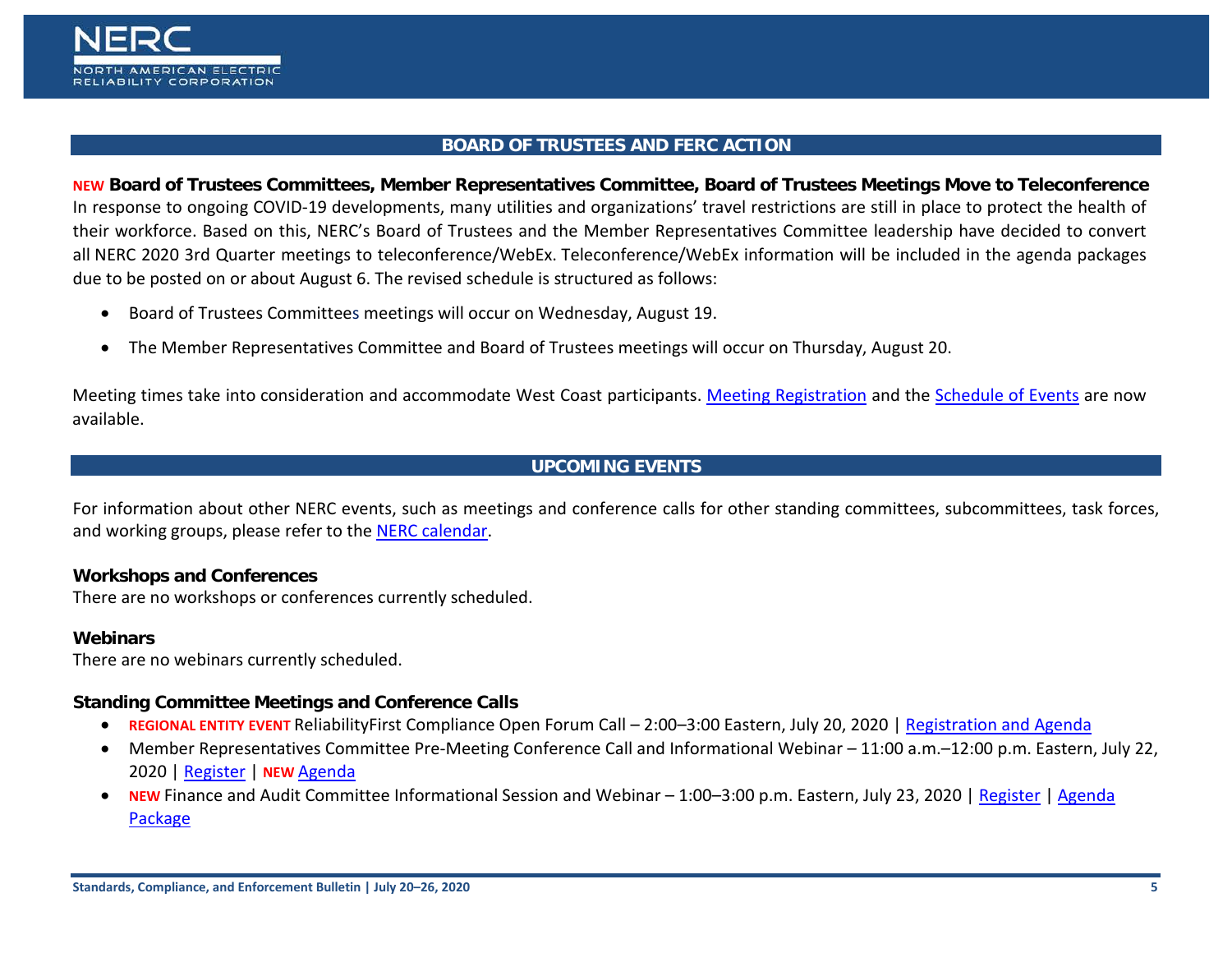## BOARD OF TRUSTEES AND FERC ACTION

**NEW Board of Trustees Committees, Member Representatives Committee, Board of Trustees Meetings Move to Teleconference**
In response to ongoing COVID-19 developments, many utilities and organizations' travel restrictions are still in place to protect the health of their workforce. Based on this, NERC's Board of Trustees and the Member Representatives Committee leadership have decided to convert all NERC 2020 3rd Quarter meetings to teleconference/WebEx. Teleconference/WebEx information will be included in the agenda packages due to be posted on or about August 6. The revised schedule is structured as follows:

- Board of Trustees Committees meetings will occur on Wednesday, August 19.
- The Member Representatives Committee and Board of Trustees meetings will occur on Thursday, August 20.

Meeting times take into consideration and accommodate West Coast participants. Meeting Registration and the Schedule of Events are now available.

## UPCOMING EVENTS

For information about other NERC events, such as meetings and conference calls for other standing committees, subcommittees, task forces, and working groups, please refer to the NERC calendar.

### Workshops and Conferences

There are no workshops or conferences currently scheduled.

### Webinars

There are no webinars currently scheduled.

### Standing Committee Meetings and Conference Calls

- REGIONAL ENTITY EVENT ReliabilityFirst Compliance Open Forum Call – 2:00–3:00 Eastern, July 20, 2020 | Registration and Agenda
- Member Representatives Committee Pre-Meeting Conference Call and Informational Webinar – 11:00 a.m.–12:00 p.m. Eastern, July 22, 2020 | Register | NEW Agenda
- NEW Finance and Audit Committee Informational Session and Webinar – 1:00–3:00 p.m. Eastern, July 23, 2020 | Register | Agenda Package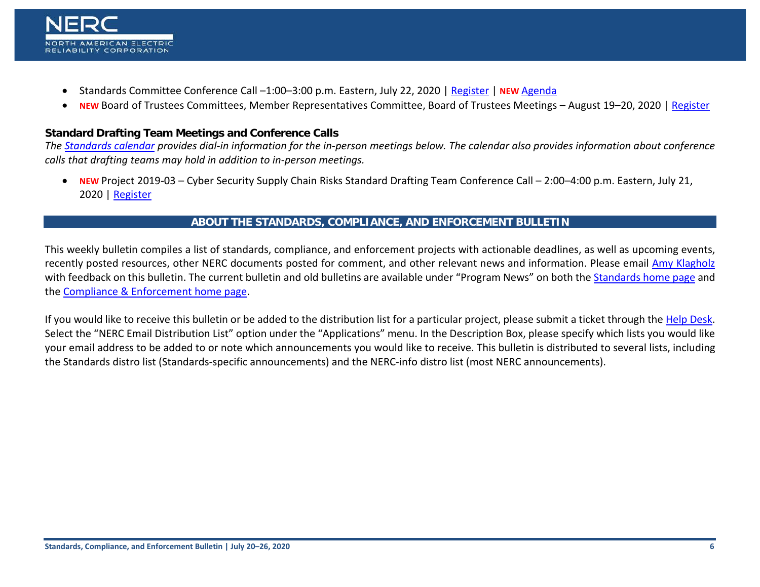- Standards Committee Conference Call –1:00–3:00 p.m. Eastern, July 22, 2020 | Register | **NEW** Agenda
- **NEW** Board of Trustees Committees, Member Representatives Committee, Board of Trustees Meetings – August 19–20, 2020 | Register

### Standard Drafting Team Meetings and Conference Calls

*The Standards calendar provides dial-in information for the in-person meetings below. The calendar also provides information about conference calls that drafting teams may hold in addition to in-person meetings.*

- **NEW** Project 2019-03 – Cyber Security Supply Chain Risks Standard Drafting Team Conference Call – 2:00–4:00 p.m. Eastern, July 21, 2020 | Register

## ABOUT THE STANDARDS, COMPLIANCE, AND ENFORCEMENT BULLETIN

This weekly bulletin compiles a list of standards, compliance, and enforcement projects with actionable deadlines, as well as upcoming events, recently posted resources, other NERC documents posted for comment, and other relevant news and information. Please email Amy Klagholz with feedback on this bulletin. The current bulletin and old bulletins are available under "Program News" on both the Standards home page and the Compliance & Enforcement home page.

If you would like to receive this bulletin or be added to the distribution list for a particular project, please submit a ticket through the Help Desk. Select the "NERC Email Distribution List" option under the "Applications" menu. In the Description Box, please specify which lists you would like your email address to be added to or note which announcements you would like to receive. This bulletin is distributed to several lists, including the Standards distro list (Standards-specific announcements) and the NERC-info distro list (most NERC announcements).